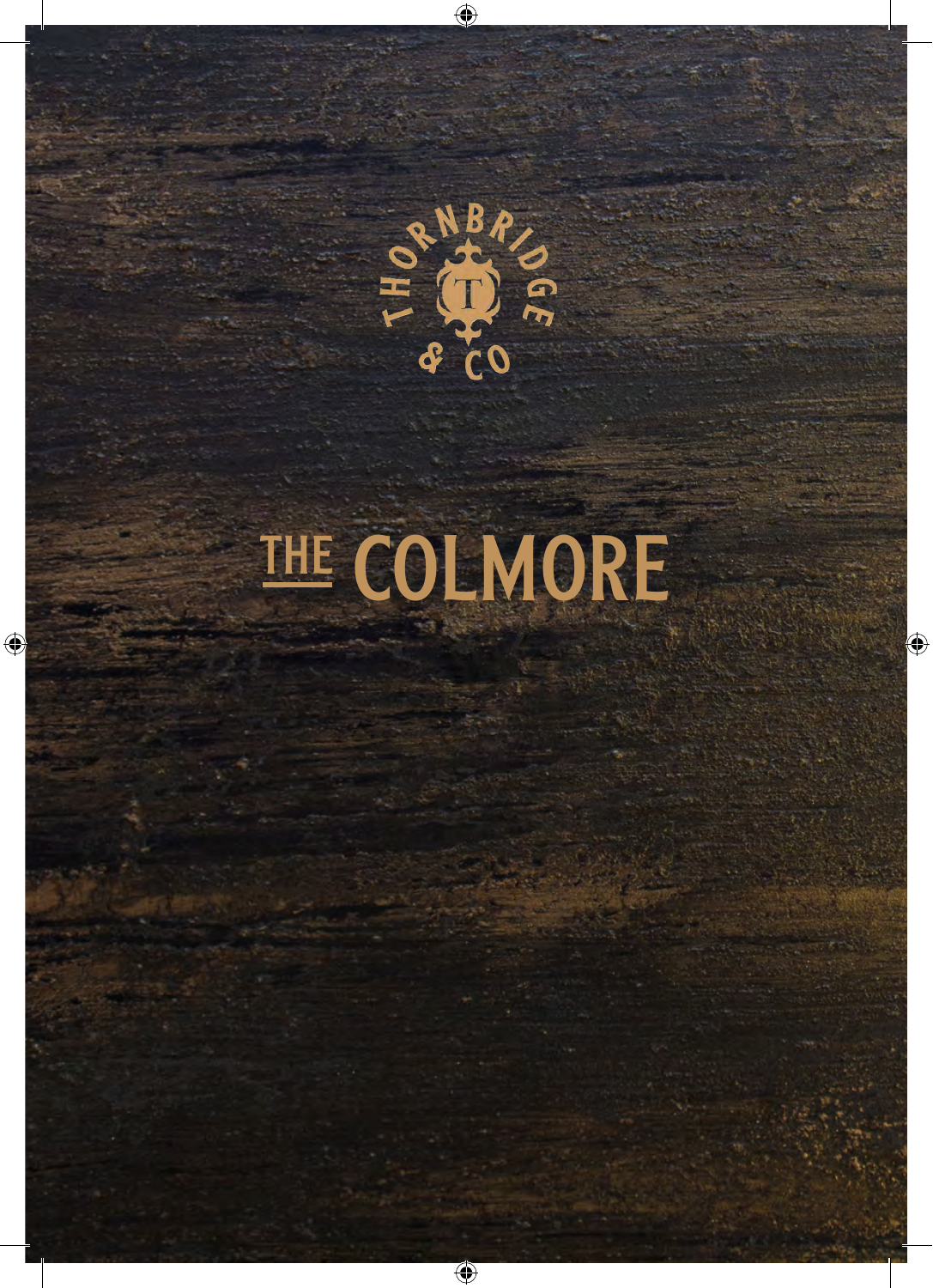THORNBRIDGE & CO

# THE COLMORE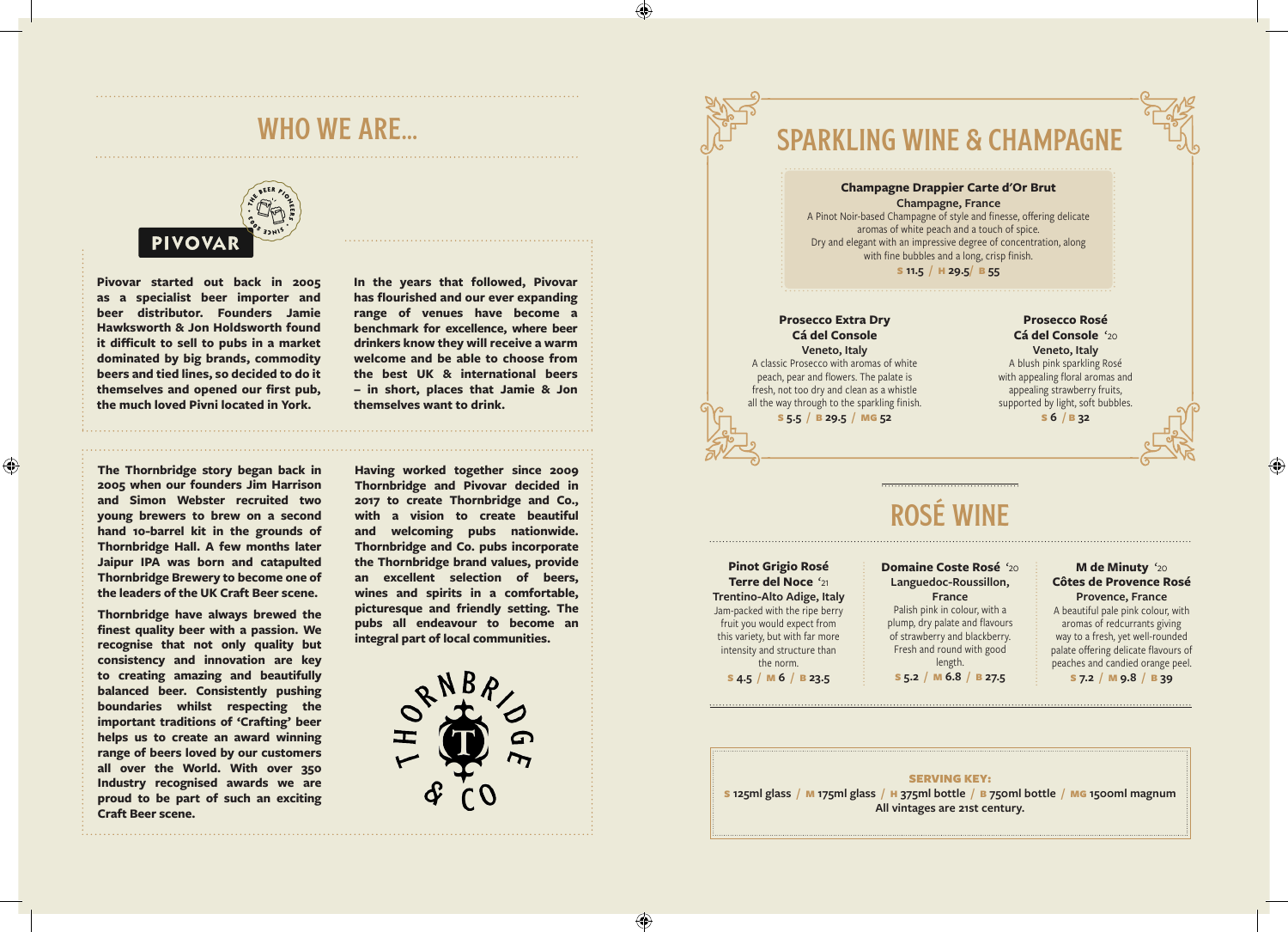# WHO WE ARE...

PIVOVAR

**Pivovar started out back in 2005 as a specialist beer importer and beer distributor. Founders Jamie Hawksworth & Jon Holdsworth found it difficult to sell to pubs in a market dominated by big brands, commodity beers and tied lines, so decided to do it themselves and opened our first pub, the much loved Pivni located in York.**

**In the years that followed, Pivovar has flourished and our ever expanding range of venues have become a benchmark for excellence, where beer drinkers know they will receive a warm welcome and be able to choose from the best UK & international beers – in short, places that Jamie & Jon themselves want to drink.**

**The Thornbridge story began back in 2005 when our founders Jim Harrison and Simon Webster recruited two young brewers to brew on a second hand 10-barrel kit in the grounds of Thornbridge Hall. A few months later Jaipur IPA was born and catapulted Thornbridge Brewery to become one of the leaders of the UK Craft Beer scene.**

**Thornbridge have always brewed the finest quality beer with a passion. We recognise that not only quality but consistency and innovation are key to creating amazing and beautifully balanced beer. Consistently pushing boundaries whilst respecting the important traditions of 'Crafting' beer helps us to create an award winning range of beers loved by our customers all over the World. With over 350 Industry recognised awards we are proud to be part of such an exciting Craft Beer scene.**

**Having worked together since 2009 Thornbridge and Pivovar decided in 2017 to create Thornbridge and Co., with a vision to create beautiful and welcoming pubs nationwide. Thornbridge and Co. pubs incorporate the Thornbridge brand values, provide an excellent selection of beers, wines and spirits in a comfortable, picturesque and friendly setting. The pubs all endeavour to become an integral part of local communities.**

# SPARKLING WINE & CHAMPAGNE

**Champagne Drappier Carte d'Or Brut**
**Champagne, France**
A Pinot Noir-based Champagne of style and finesse, offering delicate aromas of white peach and a touch of spice. Dry and elegant with an impressive degree of concentration, along with fine bubbles and a long, crisp finish.
**S** 11.5 / **H** 29.5 / **B** 55

**Prosecco Extra Dry**
**Cá del Console**
**Veneto, Italy**
A classic Prosecco with aromas of white peach, pear and flowers. The palate is fresh, not too dry and clean as a whistle all the way through to the sparkling finish.
**S** 5.5 / **B** 29.5 / **MG** 52

**Prosecco Rosé**
**Cá del Console** '20
**Veneto, Italy**
A blush pink sparkling Rosé with appealing floral aromas and appealing strawberry fruits, supported by light, soft bubbles.
**S** 6 / **B** 32

# ROSÉ WINE

**Pinot Grigio Rosé**
**Terre del Noce** '21
**Trentino-Alto Adige, Italy**
Jam-packed with the ripe berry fruit you would expect from this variety, but with far more intensity and structure than the norm.
**S** 4.5 / **M** 6 / **B** 23.5

**Domaine Coste Rosé** '20
**Languedoc-Roussillon, France**
Palish pink in colour, with a plump, dry palate and flavours of strawberry and blackberry. Fresh and round with good length.
**S** 5.2 / **M** 6.8 / **B** 27.5

**M de Minuty** '20
**Côtes de Provence Rosé**
**Provence, France**
A beautiful pale pink colour, with aromas of redcurrants giving way to a fresh, yet well-rounded palate offering delicate flavours of peaches and candied orange peel.
**S** 7.2 / **M** 9.8 / **B** 39

**SERVING KEY:**
**S** 125ml glass / **M** 175ml glass / **H** 375ml bottle / **B** 750ml bottle / **MG** 1500ml magnum
All vintages are 21st century.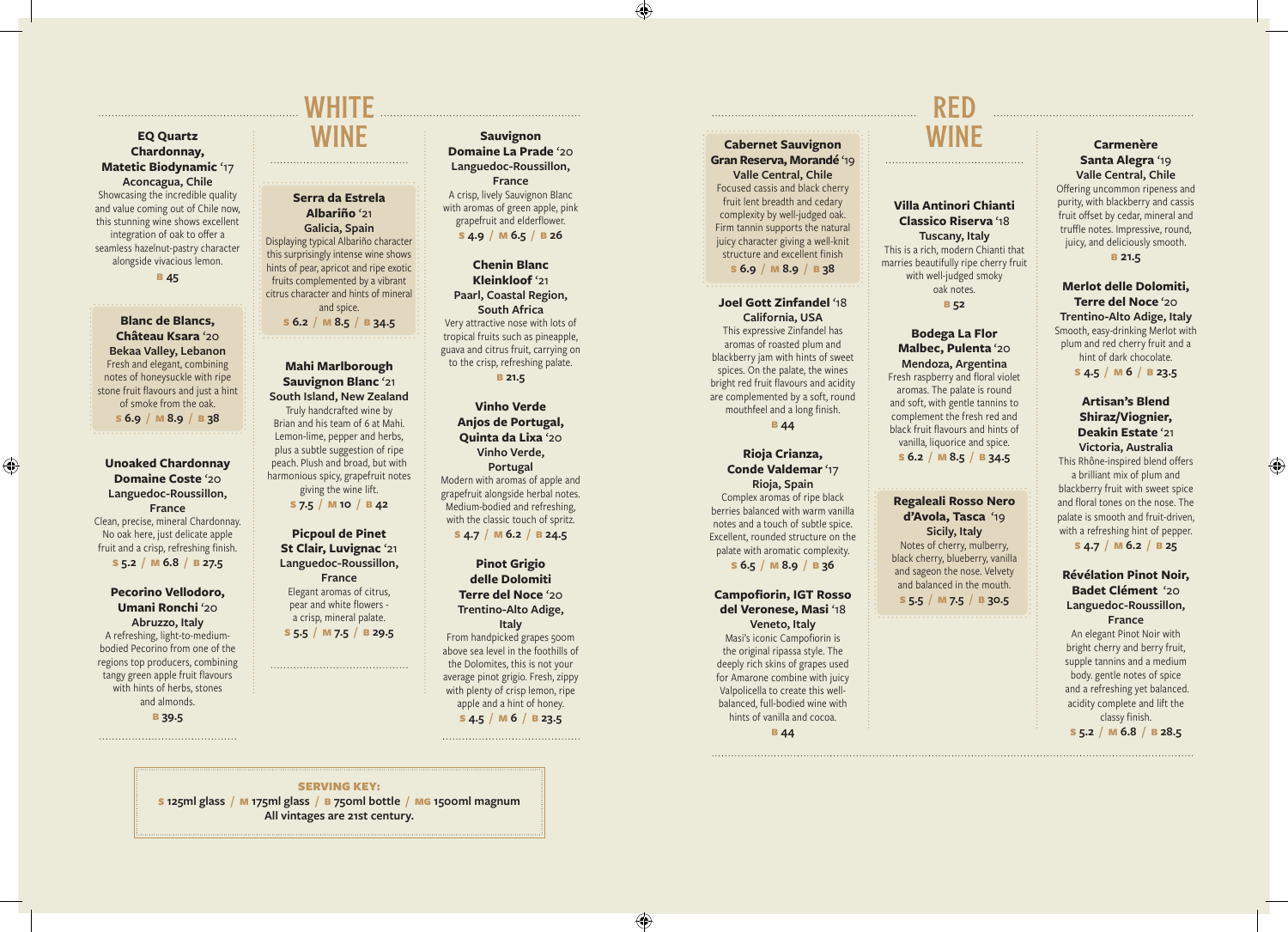# WHITE WINE

**EQ Quartz Chardonnay, Matetic Biodynamic** '17
**Aconcagua, Chile**
Showcasing the incredible quality and value coming out of Chile now, this stunning wine shows excellent integration of oak to offer a seamless hazelnut-pastry character alongside vivacious lemon.
B 45

**Blanc de Blancs, Château Ksara** '20
**Bekaa Valley, Lebanon**
Fresh and elegant, combining notes of honeysuckle with ripe stone fruit flavours and just a hint of smoke from the oak.
S 6.9 / M 8.9 / B 38

**Unoaked Chardonnay Domaine Coste** '20
**Languedoc-Roussillon, France**
Clean, precise, mineral Chardonnay. No oak here, just delicate apple fruit and a crisp, refreshing finish.
S 5.2 / M 6.8 / B 27.5

**Pecorino Vellodoro, Umani Ronchi** '20
**Abruzzo, Italy**
A refreshing, light-to-medium-bodied Pecorino from one of the regions top producers, combining tangy green apple fruit flavours with hints of herbs, stones and almonds.
B 39.5

**Serra da Estrela Albariño** '21
**Galicia, Spain**
Displaying typical Albariño character this surprisingly intense wine shows hints of pear, apricot and ripe exotic fruits complemented by a vibrant citrus character and hints of mineral and spice.
S 6.2 / M 8.5 / B 34.5

**Mahi Marlborough Sauvignon Blanc** '21
**South Island, New Zealand**
Truly handcrafted wine by Brian and his team of 6 at Mahi. Lemon-lime, pepper and herbs, plus a subtle suggestion of ripe peach. Plush and broad, but with harmonious spicy, grapefruit notes giving the wine lift.
S 7.5 / M 10 / B 42

**Picpoul de Pinet St Clair, Luvignac** '21
**Languedoc-Roussillon, France**
Elegant aromas of citrus, pear and white flowers - a crisp, mineral palate.
S 5.5 / M 7.5 / B 29.5

**Sauvignon Domaine La Prade** '20
**Languedoc-Roussillon, France**
A crisp, lively Sauvignon Blanc with aromas of green apple, pink grapefruit and elderflower.
S 4.9 / M 6.5 / B 26

**Chenin Blanc Kleinkloof** '21
**Paarl, Coastal Region, South Africa**
Very attractive nose with lots of tropical fruits such as pineapple, guava and citrus fruit, carrying on to the crisp, refreshing palate.
B 21.5

**Vinho Verde Anjos de Portugal, Quinta da Lixa** '20
**Vinho Verde, Portugal**
Modern with aromas of apple and grapefruit alongside herbal notes. Medium-bodied and refreshing, with the classic touch of spritz.
S 4.7 / M 6.2 / B 24.5

**Pinot Grigio delle Dolomiti Terre del Noce** '20
**Trentino-Alto Adige, Italy**
From handpicked grapes 500m above sea level in the foothills of the Dolomites, this is not your average pinot grigio. Fresh, zippy with plenty of crisp lemon, ripe apple and a hint of honey.
S 4.5 / M 6 / B 23.5

**SERVING KEY:**
S 125ml glass / M 175ml glass / B 750ml bottle / MG 1500ml magnum
All vintages are 21st century.

# RED WINE

**Cabernet Sauvignon Gran Reserva, Morandé** '19
**Valle Central, Chile**
Focused cassis and black cherry fruit lent breadth and cedary complexity by well-judged oak. Firm tannin supports the natural juicy character giving a well-knit structure and excellent finish
S 6.9 / M 8.9 / B 38

**Joel Gott Zinfandel** '18
**California, USA**
This expressive Zinfandel has aromas of roasted plum and blackberry jam with hints of sweet spices. On the palate, the wines bright red fruit flavours and acidity are complemented by a soft, round mouthfeel and a long finish.
B 44

**Rioja Crianza, Conde Valdemar** '17
**Rioja, Spain**
Complex aromas of ripe black berries balanced with warm vanilla notes and a touch of subtle spice. Excellent, rounded structure on the palate with aromatic complexity.
S 6.5 / M 8.9 / B 36

**Campofiorin, IGT Rosso del Veronese, Masi** '18
**Veneto, Italy**
Masi's iconic Campofiorin is the original ripassa style. The deeply rich skins of grapes used for Amarone combine with juicy Valpolicella to create this well-balanced, full-bodied wine with hints of vanilla and cocoa.
B 44

**Villa Antinori Chianti Classico Riserva** '18
**Tuscany, Italy**
This is a rich, modern Chianti that marries beautifully ripe cherry fruit with well-judged smoky oak notes.
B 52

**Bodega La Flor Malbec, Pulenta** '20
**Mendoza, Argentina**
Fresh raspberry and floral violet aromas. The palate is round and soft, with gentle tannins to complement the fresh red and black fruit flavours and hints of vanilla, liquorice and spice.
S 6.2 / M 8.5 / B 34.5

**Regaleali Rosso Nero d'Avola, Tasca** '19
**Sicily, Italy**
Notes of cherry, mulberry, black cherry, blueberry, vanilla and sageon the nose. Velvety and balanced in the mouth.
S 5.5 / M 7.5 / B 30.5

**Carmenère Santa Alegra** '19
**Valle Central, Chile**
Offering uncommon ripeness and purity, with blackberry and cassis fruit offset by cedar, mineral and truffle notes. Impressive, round, juicy, and deliciously smooth.
B 21.5

**Merlot delle Dolomiti, Terre del Noce** '20
**Trentino-Alto Adige, Italy**
Smooth, easy-drinking Merlot with plum and red cherry fruit and a hint of dark chocolate.
S 4.5 / M 6 / B 23.5

**Artisan's Blend Shiraz/Viognier, Deakin Estate** '21
**Victoria, Australia**
This Rhône-inspired blend offers a brilliant mix of plum and blackberry fruit with sweet spice and floral tones on the nose. The palate is smooth and fruit-driven, with a refreshing hint of pepper.
S 4.7 / M 6.2 / B 25

**Révélation Pinot Noir, Badet Clément** '20
**Languedoc-Roussillon, France**
An elegant Pinot Noir with bright cherry and berry fruit, supple tannins and a medium body. gentle notes of spice and a refreshing yet balanced. acidity complete and lift the classy finish.
S 5.2 / M 6.8 / B 28.5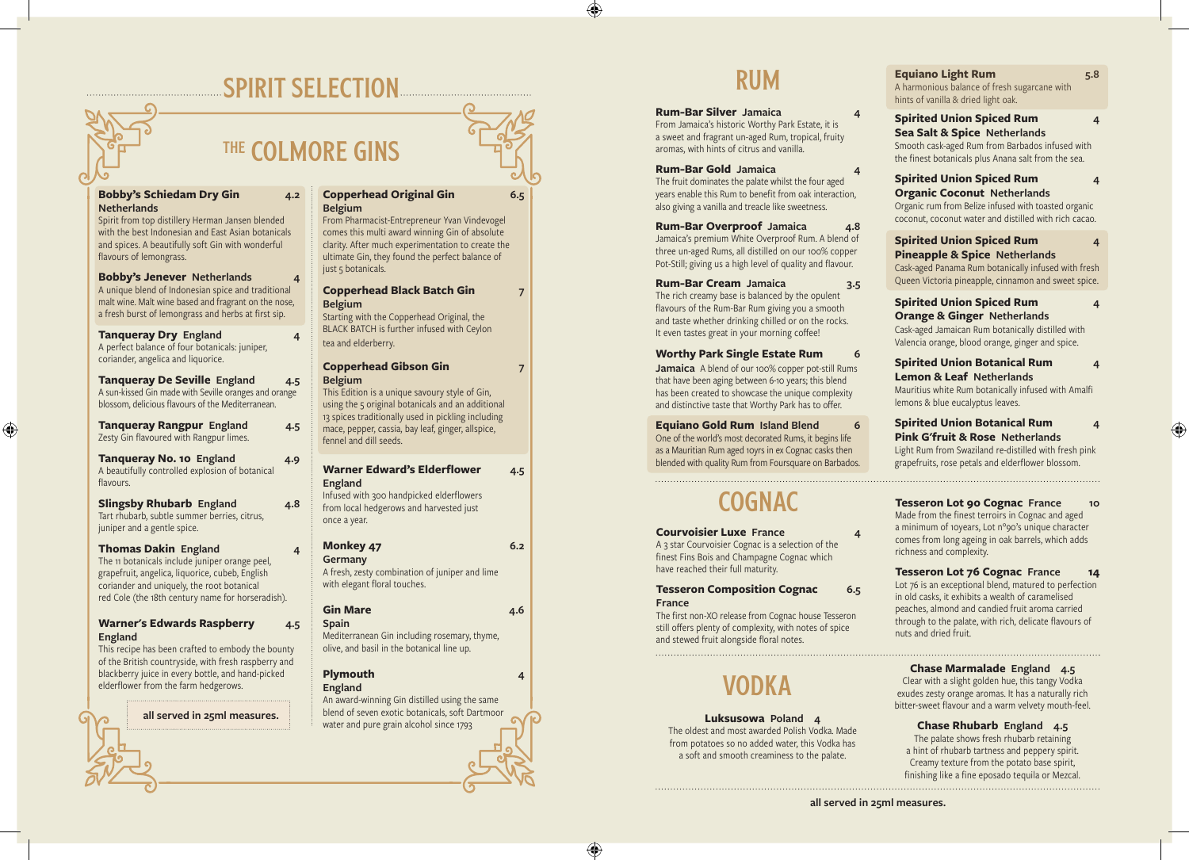# SPIRIT SELECTION

## THE COLMORE GINS

**Bobby's Schiedam Dry Gin Netherlands** 4.2
Spirit from top distillery Herman Jansen blended with the best Indonesian and East Asian botanicals and spices. A beautifully soft Gin with wonderful flavours of lemongrass.

**Bobby's Jenever Netherlands** 4
A unique blend of Indonesian spice and traditional malt wine. Malt wine based and fragrant on the nose, a fresh burst of lemongrass and herbs at first sip.

**Tanqueray Dry England** 4
A perfect balance of four botanicals: juniper, coriander, angelica and liquorice.

**Tanqueray De Seville England** 4.5
A sun-kissed Gin made with Seville oranges and orange blossom, delicious flavours of the Mediterranean.

**Tanqueray Rangpur England** 4.5
Zesty Gin flavoured with Rangpur limes.

**Tanqueray No. 10 England** 4.9
A beautifully controlled explosion of botanical flavours.

**Slingsby Rhubarb England** 4.8
Tart rhubarb, subtle summer berries, citrus, juniper and a gentle spice.

**Thomas Dakin England** 4
The 11 botanicals include juniper orange peel, grapefruit, angelica, liquorice, cubeb, English coriander and uniquely, the root botanical red Cole (the 18th century name for horseradish).

**Warner's Edwards Raspberry England** 4.5
This recipe has been crafted to embody the bounty of the British countryside, with fresh raspberry and blackberry juice in every bottle, and hand-picked elderflower from the farm hedgerows.

**Copperhead Original Gin Belgium** 6.5
From Pharmacist-Entrepreneur Yvan Vindevogel comes this multi award winning Gin of absolute clarity. After much experimentation to create the ultimate Gin, they found the perfect balance of just 5 botanicals.

**Copperhead Black Batch Gin Belgium** 7
Starting with the Copperhead Original, the BLACK BATCH is further infused with Ceylon tea and elderberry.

**Copperhead Gibson Gin Belgium** 7
This Edition is a unique savoury style of Gin, using the 5 original botanicals and an additional 13 spices traditionally used in pickling including mace, pepper, cassia, bay leaf, ginger, allspice, fennel and dill seeds.

**Warner Edward's Elderflower England** 4.5
Infused with 300 handpicked elderflowers from local hedgerows and harvested just once a year.

**Monkey 47 Germany** 6.2
A fresh, zesty combination of juniper and lime with elegant floral touches.

**Gin Mare Spain** 4.6
Mediterranean Gin including rosemary, thyme, olive, and basil in the botanical line up.

**Plymouth England** 4
An award-winning Gin distilled using the same blend of seven exotic botanicals, soft Dartmoor water and pure grain alcohol since 1793

**all served in 25ml measures.**

# RUM

**Rum-Bar Silver Jamaica** 4
From Jamaica's historic Worthy Park Estate, it is a sweet and fragrant un-aged Rum, tropical, fruity aromas, with hints of citrus and vanilla.

**Rum-Bar Gold Jamaica** 4
The fruit dominates the palate whilst the four aged years enable this Rum to benefit from oak interaction, also giving a vanilla and treacle like sweetness.

**Rum-Bar Overproof Jamaica** 4.8
Jamaica's premium White Overproof Rum. A blend of three un-aged Rums, all distilled on our 100% copper Pot-Still; giving us a high level of quality and flavour.

**Rum-Bar Cream Jamaica** 3.5
The rich creamy base is balanced by the opulent flavours of the Rum-Bar Rum giving you a smooth and taste whether drinking chilled or on the rocks. It even tastes great in your morning coffee!

**Worthy Park Single Estate Rum Jamaica** 6
A blend of our 100% copper pot-still Rums that have been aging between 6-10 years; this blend has been created to showcase the unique complexity and distinctive taste that Worthy Park has to offer.

**Equiano Gold Rum Island Blend** 6
One of the world's most decorated Rums, it begins life as a Mauritian Rum aged 10yrs in ex Cognac casks then blended with quality Rum from Foursquare on Barbados.

**Equiano Light Rum** 5.8
A harmonious balance of fresh sugarcane with hints of vanilla & dried light oak.

**Spirited Union Spiced Rum Sea Salt & Spice Netherlands** 4
Smooth cask-aged Rum from Barbados infused with the finest botanicals plus Anana salt from the sea.

**Spirited Union Spiced Rum Organic Coconut Netherlands** 4
Organic rum from Belize infused with toasted organic coconut, coconut water and distilled with rich cacao.

**Spirited Union Spiced Rum Pineapple & Spice Netherlands** 4
Cask-aged Panama Rum botanically infused with fresh Queen Victoria pineapple, cinnamon and sweet spice.

**Spirited Union Spiced Rum Orange & Ginger Netherlands** 4
Cask-aged Jamaican Rum botanically distilled with Valencia orange, blood orange, ginger and spice.

**Spirited Union Botanical Rum Lemon & Leaf Netherlands** 4
Mauritius white Rum botanically infused with Amalfi lemons & blue eucalyptus leaves.

**Spirited Union Botanical Rum Pink G'fruit & Rose Netherlands** 4
Light Rum from Swaziland re-distilled with fresh pink grapefruits, rose petals and elderflower blossom.

# COGNAC

**Courvoisier Luxe France** 4
A 3 star Courvoisier Cognac is a selection of the finest Fins Bois and Champagne Cognac which have reached their full maturity.

**Tesseron Composition Cognac France** 6.5
The first non-XO release from Cognac house Tesseron still offers plenty of complexity, with notes of spice and stewed fruit alongside floral notes.

**Tesseron Lot 90 Cognac France** 10
Made from the finest terroirs in Cognac and aged a minimum of 10years, Lot n°90's unique character comes from long ageing in oak barrels, which adds richness and complexity.

**Tesseron Lot 76 Cognac France** 14
Lot 76 is an exceptional blend, matured to perfection in old casks, it exhibits a wealth of caramelised peaches, almond and candied fruit aroma carried through to the palate, with rich, delicate flavours of nuts and dried fruit.

# VODKA

**Luksusowa Poland** 4
The oldest and most awarded Polish Vodka. Made from potatoes so no added water, this Vodka has a soft and smooth creaminess to the palate.

**Chase Marmalade England** 4.5
Clear with a slight golden hue, this tangy Vodka exudes zesty orange aromas. It has a naturally rich bitter-sweet flavour and a warm velvety mouth-feel.

**Chase Rhubarb England** 4.5
The palate shows fresh rhubarb retaining a hint of rhubarb tartness and peppery spirit. Creamy texture from the potato base spirit, finishing like a fine eposado tequila or Mezcal.

**all served in 25ml measures.**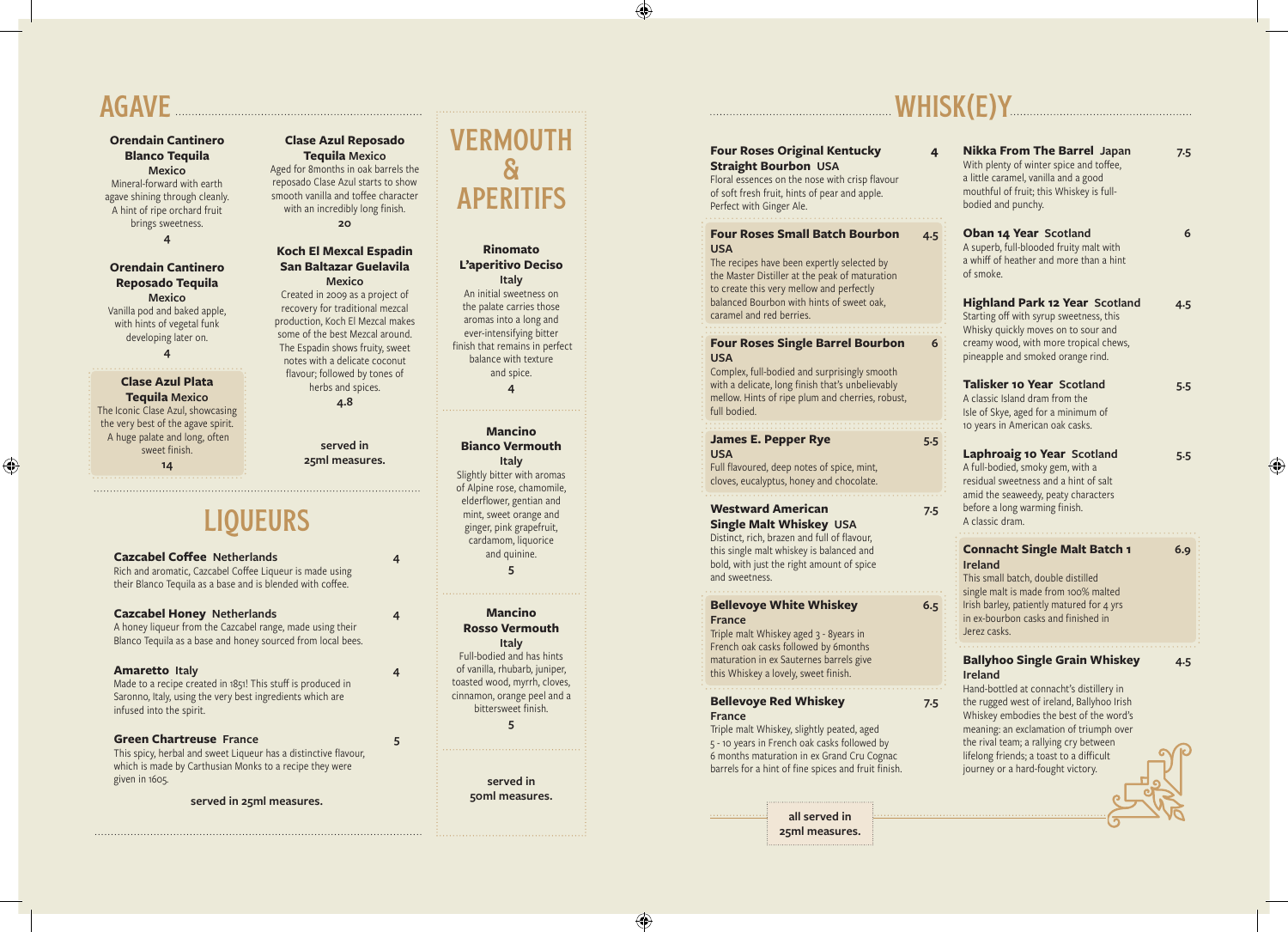# AGAVE

**Orendain Cantinero Blanco Tequila**
**Mexico**
Mineral-forward with earth agave shining through cleanly. A hint of ripe orchard fruit brings sweetness.
**4**

**Orendain Cantinero Reposado Tequila**
**Mexico**
Vanilla pod and baked apple, with hints of vegetal funk developing later on.
**4**

**Clase Azul Plata Tequila** Mexico
The Iconic Clase Azul, showcasing the very best of the agave spirit. A huge palate and long, often sweet finish.
**14**

**Clase Azul Reposado Tequila** Mexico
Aged for 8months in oak barrels the reposado Clase Azul starts to show smooth vanilla and toffee character with an incredibly long finish.
**20**

**Koch El Mexcal Espadin San Baltazar Guelavila**
**Mexico**
Created in 2009 as a project of recovery for traditional mezcal production, Koch El Mezcal makes some of the best Mezcal around. The Espadin shows fruity, sweet notes with a delicate coconut flavour; followed by tones of herbs and spices.
**4.8**

**served in 25ml measures.**

# LIQUEURS

**Cazcabel Coffee** Netherlands — **4**
Rich and aromatic, Cazcabel Coffee Liqueur is made using their Blanco Tequila as a base and is blended with coffee.

**Cazcabel Honey** Netherlands — **4**
A honey liqueur from the Cazcabel range, made using their Blanco Tequila as a base and honey sourced from local bees.

**Amaretto** Italy — **4**
Made to a recipe created in 1851! This stuff is produced in Saronno, Italy, using the very best ingredients which are infused into the spirit.

**Green Chartreuse** France — **5**
This spicy, herbal and sweet Liqueur has a distinctive flavour, which is made by Carthusian Monks to a recipe they were given in 1605.

**served in 25ml measures.**

# VERMOUTH & APERITIFS

**Rinomato L'aperitivo Deciso**
**Italy**
An initial sweetness on the palate carries those aromas into a long and ever-intensifying bitter finish that remains in perfect balance with texture and spice.
**4**

**Mancino Bianco Vermouth**
**Italy**
Slightly bitter with aromas of Alpine rose, chamomile, elderflower, gentian and mint, sweet orange and ginger, pink grapefruit, cardamom, liquorice and quinine.
**5**

**Mancino Rosso Vermouth**
**Italy**
Full-bodied and has hints of vanilla, rhubarb, juniper, toasted wood, myrrh, cloves, cinnamon, orange peel and a bittersweet finish.
**5**

**served in 50ml measures.**

# WHISK(E)Y

**Four Roses Original Kentucky Straight Bourbon** USA — **4**
Floral essences on the nose with crisp flavour of soft fresh fruit, hints of pear and apple. Perfect with Ginger Ale.

**Four Roses Small Batch Bourbon USA** — **4.5**
The recipes have been expertly selected by the Master Distiller at the peak of maturation to create this very mellow and perfectly balanced Bourbon with hints of sweet oak, caramel and red berries.

**Four Roses Single Barrel Bourbon USA** — **6**
Complex, full-bodied and surprisingly smooth with a delicate, long finish that's unbelievably mellow. Hints of ripe plum and cherries, robust, full bodied.

**James E. Pepper Rye USA** — **5.5**
Full flavoured, deep notes of spice, mint, cloves, eucalyptus, honey and chocolate.

**Westward American Single Malt Whiskey** USA — **7.5**
Distinct, rich, brazen and full of flavour, this single malt whiskey is balanced and bold, with just the right amount of spice and sweetness.

**Bellevoye White Whiskey France** — **6.5**
Triple malt Whiskey aged 3 - 8years in French oak casks followed by 6months maturation in ex Sauternes barrels give this Whiskey a lovely, sweet finish.

**Bellevoye Red Whiskey France** — **7.5**
Triple malt Whiskey, slightly peated, aged 5 - 10 years in French oak casks followed by 6 months maturation in ex Grand Cru Cognac barrels for a hint of fine spices and fruit finish.

**Nikka From The Barrel** Japan — **7.5**
With plenty of winter spice and toffee, a little caramel, vanilla and a good mouthful of fruit; this Whiskey is full-bodied and punchy.

**Oban 14 Year** Scotland — **6**
A superb, full-blooded fruity malt with a whiff of heather and more than a hint of smoke.

**Highland Park 12 Year** Scotland — **4.5**
Starting off with syrup sweetness, this Whisky quickly moves on to sour and creamy wood, with more tropical chews, pineapple and smoked orange rind.

**Talisker 10 Year** Scotland — **5.5**
A classic Island dram from the Isle of Skye, aged for a minimum of 10 years in American oak casks.

**Laphroaig 10 Year** Scotland — **5.5**
A full-bodied, smoky gem, with a residual sweetness and a hint of salt amid the seaweedy, peaty characters before a long warming finish. A classic dram.

**Connacht Single Malt Batch 1 Ireland** — **6.9**
This small batch, double distilled single malt is made from 100% malted Irish barley, patiently matured for 4 yrs in ex-bourbon casks and finished in Jerez casks.

**Ballyhoo Single Grain Whiskey Ireland** — **4.5**
Hand-bottled at connacht's distillery in the rugged west of ireland, Ballyhoo Irish Whiskey embodies the best of the word's meaning: an exclamation of triumph over the rival team; a rallying cry between lifelong friends; a toast to a difficult journey or a hard-fought victory.

**all served in 25ml measures.**